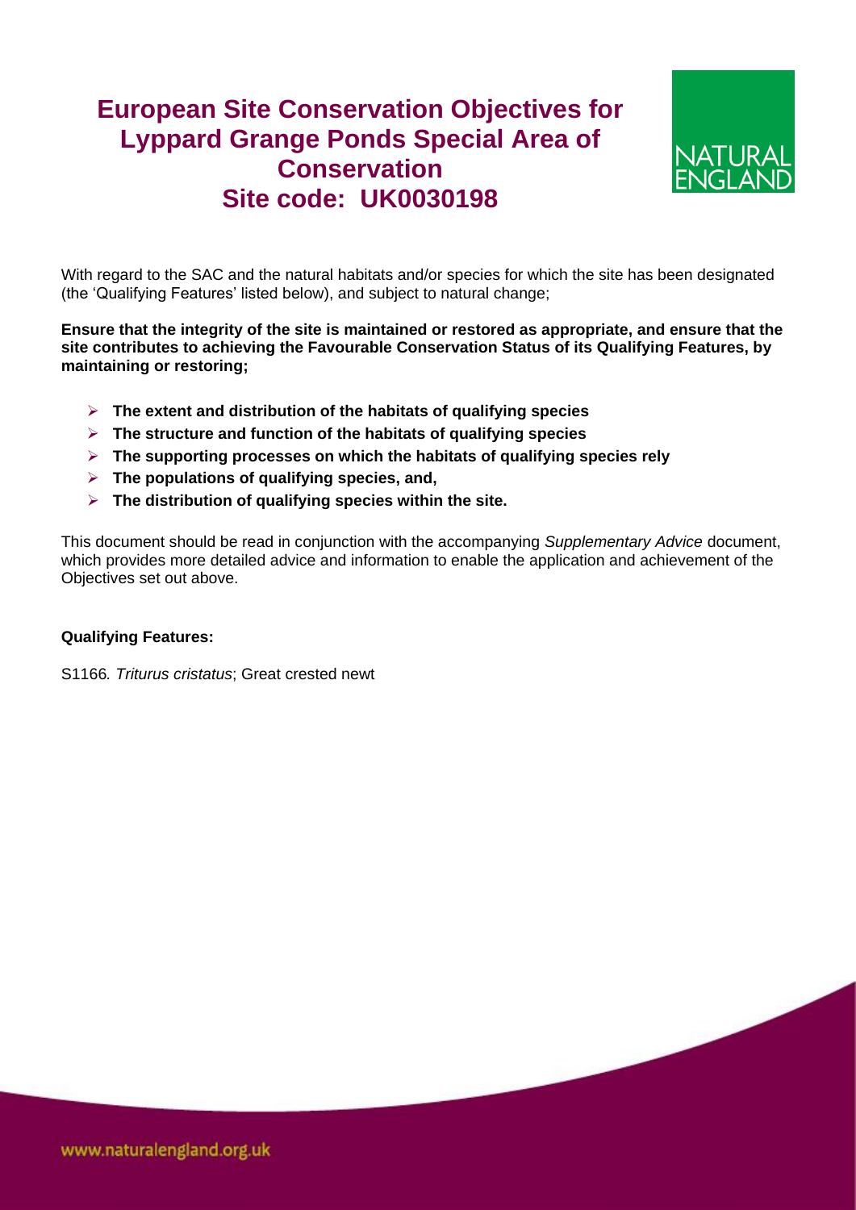# European Site Conservation Objectives for Lyppard Grange Ponds Special Area of Conservation
# Site code: UK0030198

With regard to the SAC and the natural habitats and/or species for which the site has been designated (the 'Qualifying Features' listed below), and subject to natural change;

**Ensure that the integrity of the site is maintained or restored as appropriate, and ensure that the site contributes to achieving the Favourable Conservation Status of its Qualifying Features, by maintaining or restoring;**

- **The extent and distribution of the habitats of qualifying species**
- **The structure and function of the habitats of qualifying species**
- **The supporting processes on which the habitats of qualifying species rely**
- **The populations of qualifying species, and,**
- **The distribution of qualifying species within the site.**

This document should be read in conjunction with the accompanying *Supplementary Advice* document, which provides more detailed advice and information to enable the application and achievement of the Objectives set out above.

**Qualifying Features:**

S1166*. Triturus cristatus*; Great crested newt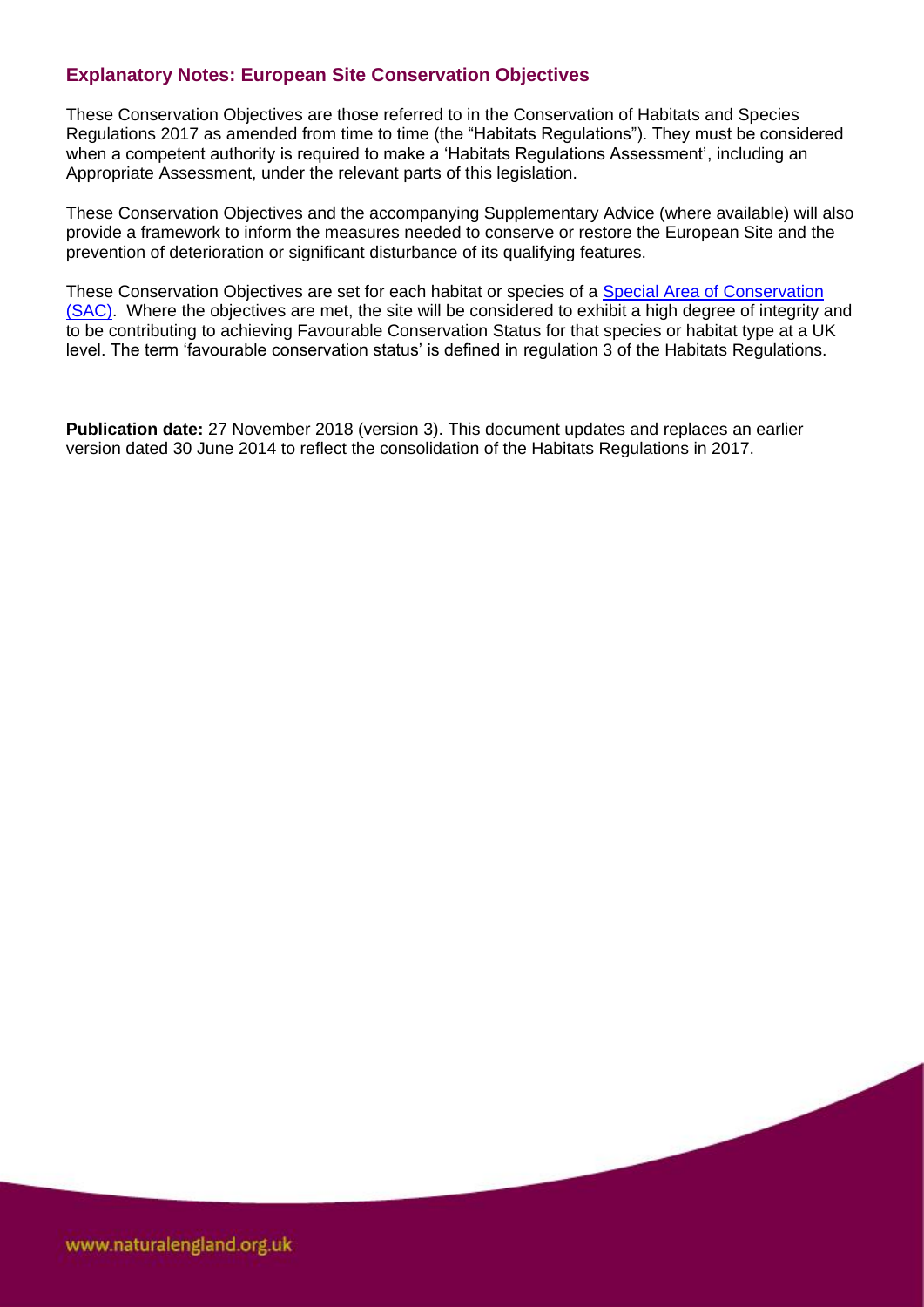### Explanatory Notes: European Site Conservation Objectives

These Conservation Objectives are those referred to in the Conservation of Habitats and Species Regulations 2017 as amended from time to time (the "Habitats Regulations"). They must be considered when a competent authority is required to make a 'Habitats Regulations Assessment', including an Appropriate Assessment, under the relevant parts of this legislation.

These Conservation Objectives and the accompanying Supplementary Advice (where available) will also provide a framework to inform the measures needed to conserve or restore the European Site and the prevention of deterioration or significant disturbance of its qualifying features.

These Conservation Objectives are set for each habitat or species of a Special Area of Conservation (SAC). Where the objectives are met, the site will be considered to exhibit a high degree of integrity and to be contributing to achieving Favourable Conservation Status for that species or habitat type at a UK level. The term 'favourable conservation status' is defined in regulation 3 of the Habitats Regulations.

**Publication date:** 27 November 2018 (version 3). This document updates and replaces an earlier version dated 30 June 2014 to reflect the consolidation of the Habitats Regulations in 2017.